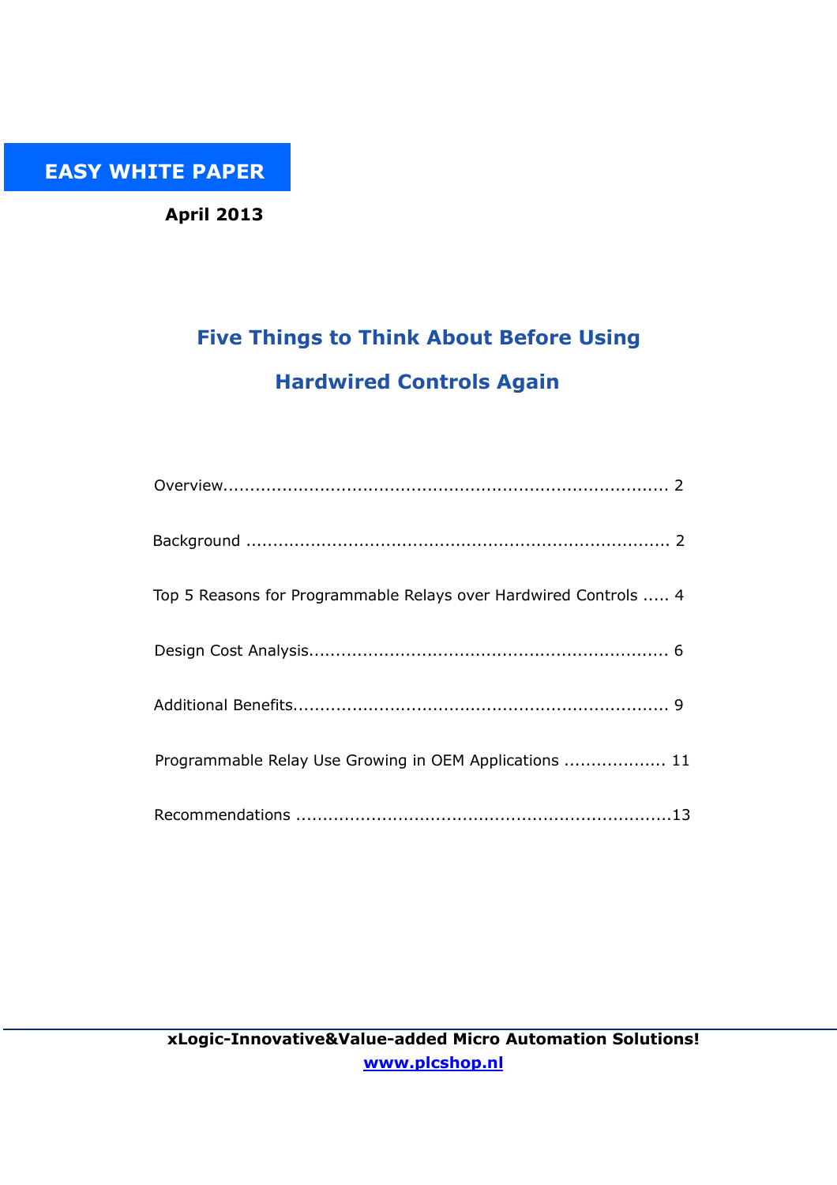**EASY WHITE PAPER**

**April 2013**

# Five Things to Think About Before Using Hardwired Controls Again

Overview........................................................................... 2

Background ....................................................................... 2

Top 5 Reasons for Programmable Relays over Hardwired Controls ..... 4

Design Cost Analysis.............................................................. 6

Additional Benefits................................................................. 9

Programmable Relay Use Growing in OEM Applications .................. 11

Recommendations ................................................................13

**xLogic-Innovative&Value-added Micro Automation Solutions!**
**www.plcshop.nl**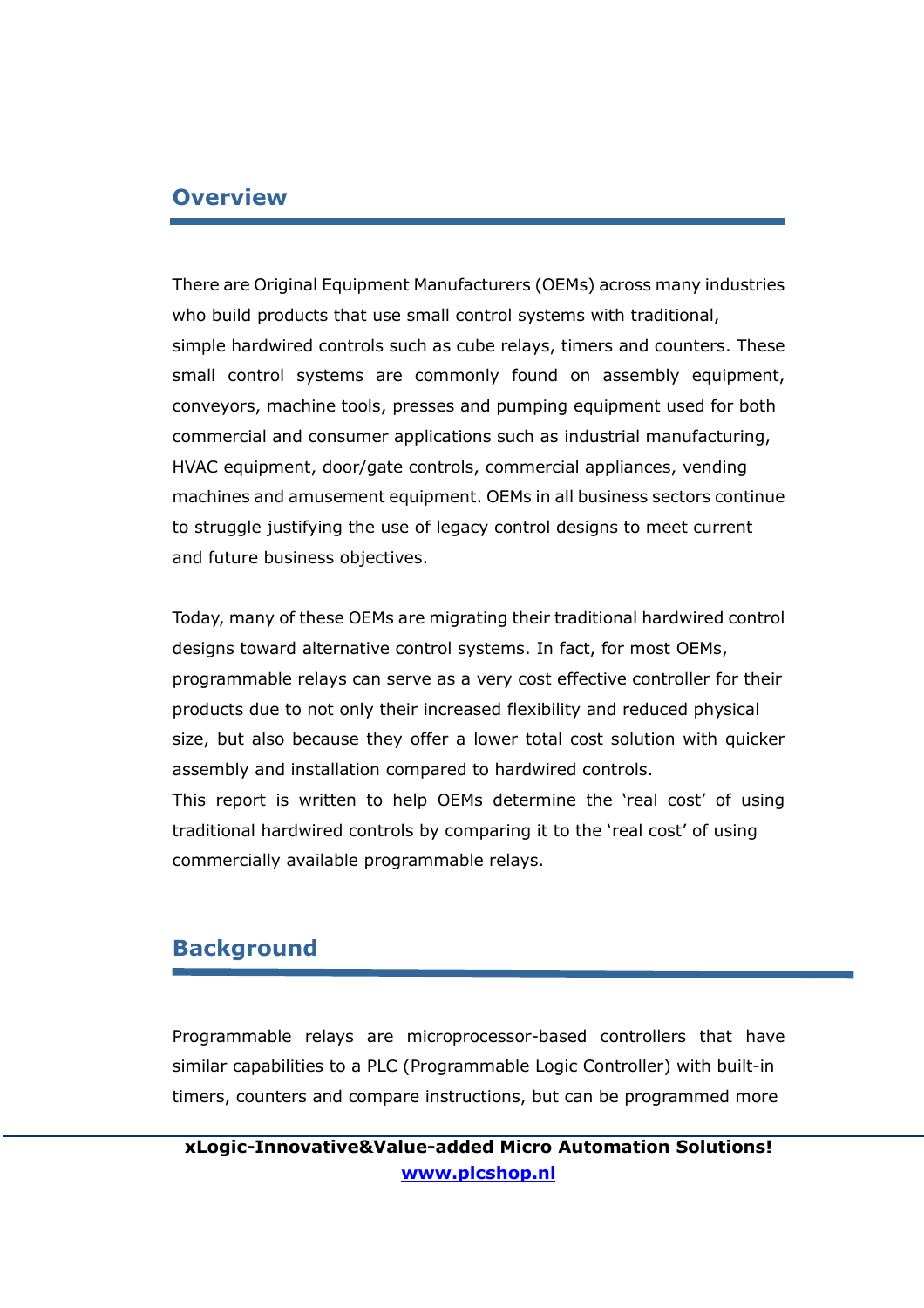## Overview

There are Original Equipment Manufacturers (OEMs) across many industries who build products that use small control systems with traditional, simple hardwired controls such as cube relays, timers and counters. These small control systems are commonly found on assembly equipment, conveyors, machine tools, presses and pumping equipment used for both commercial and consumer applications such as industrial manufacturing, HVAC equipment, door/gate controls, commercial appliances, vending machines and amusement equipment. OEMs in all business sectors continue to struggle justifying the use of legacy control designs to meet current and future business objectives.

Today, many of these OEMs are migrating their traditional hardwired control designs toward alternative control systems. In fact, for most OEMs, programmable relays can serve as a very cost effective controller for their products due to not only their increased flexibility and reduced physical size, but also because they offer a lower total cost solution with quicker assembly and installation compared to hardwired controls.
This report is written to help OEMs determine the 'real cost' of using traditional hardwired controls by comparing it to the 'real cost' of using commercially available programmable relays.

## Background

Programmable relays are microprocessor-based controllers that have similar capabilities to a PLC (Programmable Logic Controller) with built-in timers, counters and compare instructions, but can be programmed more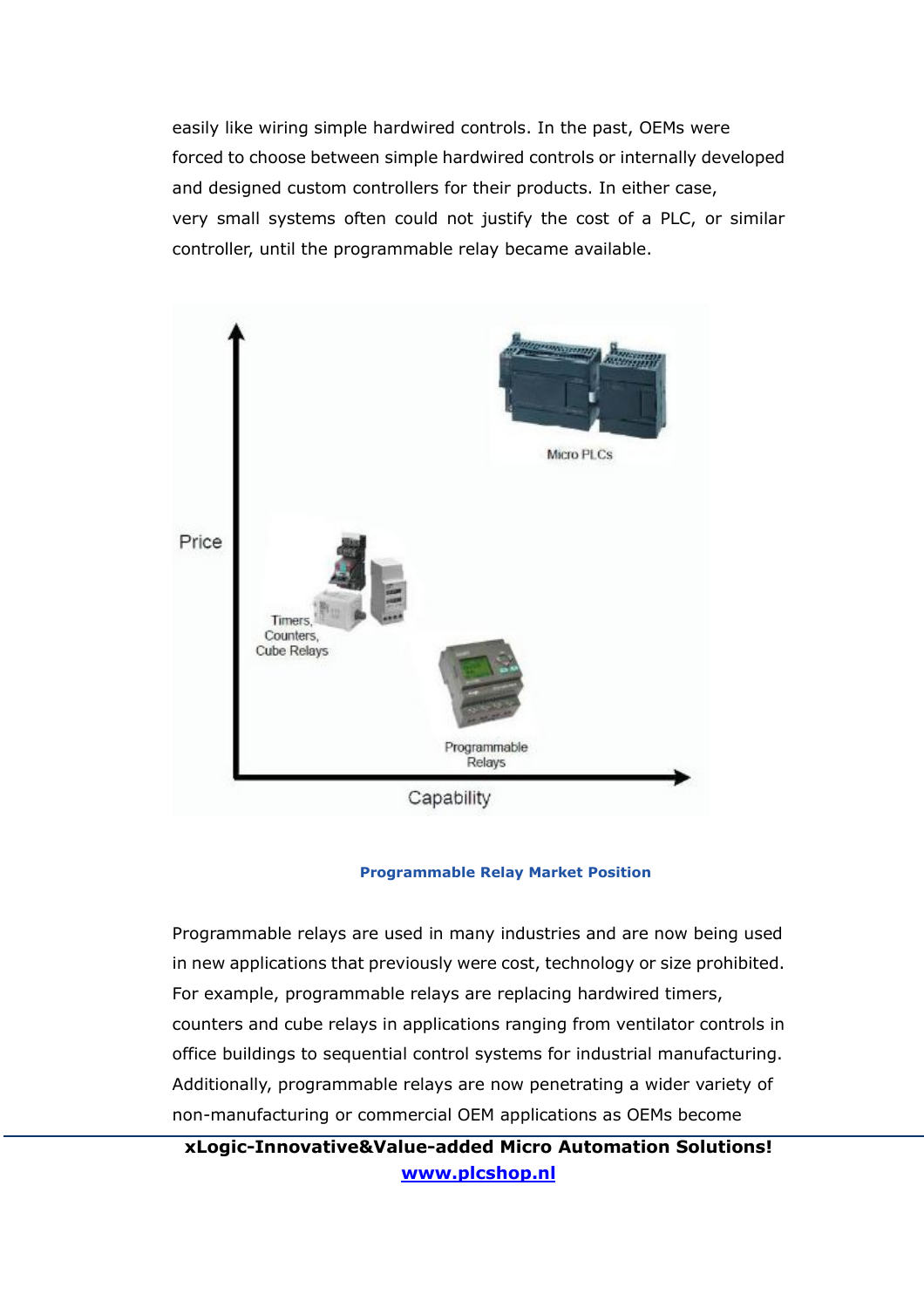easily like wiring simple hardwired controls. In the past, OEMs were forced to choose between simple hardwired controls or internally developed and designed custom controllers for their products. In either case, very small systems often could not justify the cost of a PLC, or similar controller, until the programmable relay became available.

**Programmable Relay Market Position**

Programmable relays are used in many industries and are now being used in new applications that previously were cost, technology or size prohibited. For example, programmable relays are replacing hardwired timers, counters and cube relays in applications ranging from ventilator controls in office buildings to sequential control systems for industrial manufacturing. Additionally, programmable relays are now penetrating a wider variety of non-manufacturing or commercial OEM applications as OEMs become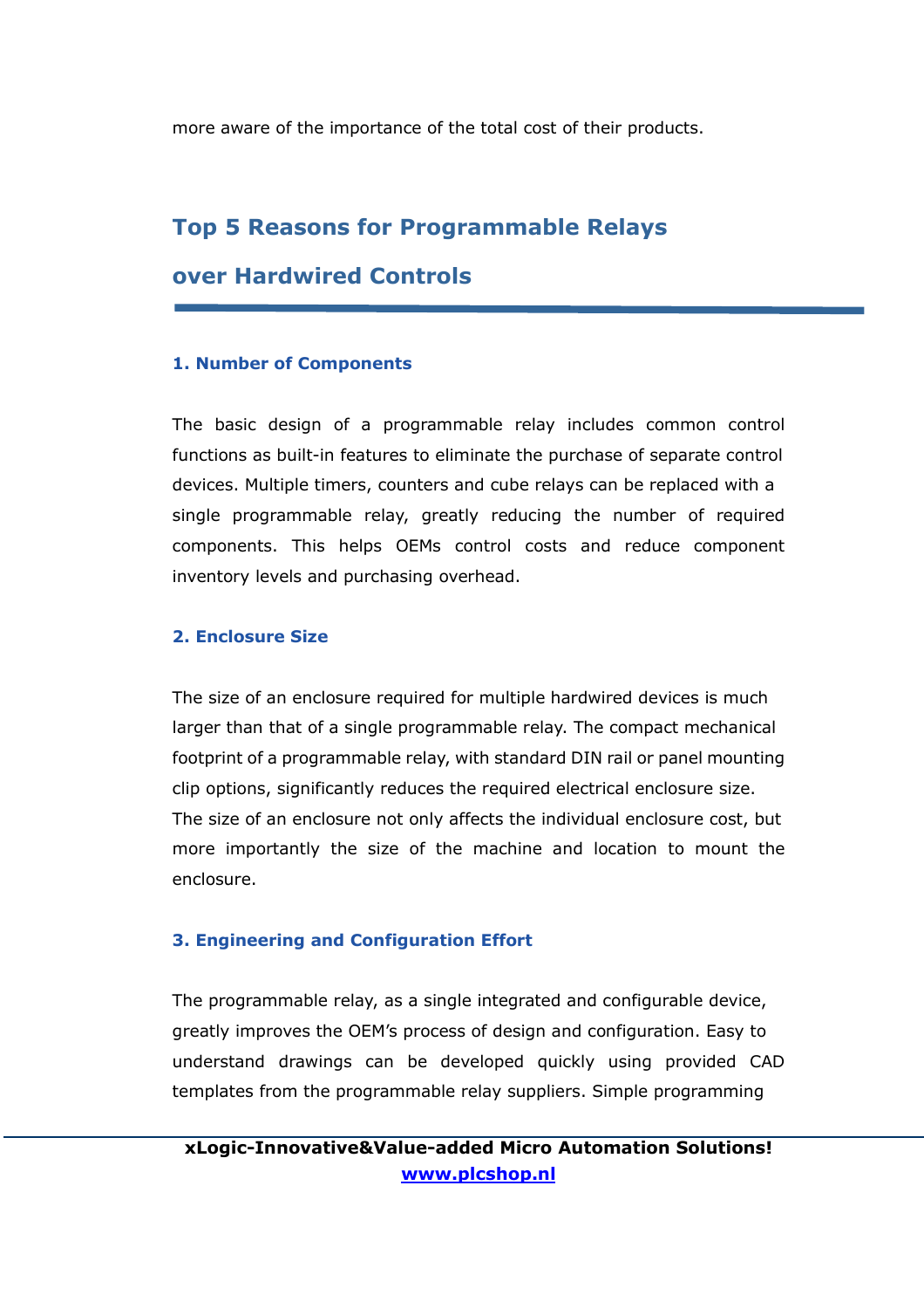more aware of the importance of the total cost of their products.

## Top 5 Reasons for Programmable Relays over Hardwired Controls

### 1. Number of Components

The basic design of a programmable relay includes common control functions as built-in features to eliminate the purchase of separate control devices. Multiple timers, counters and cube relays can be replaced with a single programmable relay, greatly reducing the number of required components. This helps OEMs control costs and reduce component inventory levels and purchasing overhead.

### 2. Enclosure Size

The size of an enclosure required for multiple hardwired devices is much larger than that of a single programmable relay. The compact mechanical footprint of a programmable relay, with standard DIN rail or panel mounting clip options, significantly reduces the required electrical enclosure size. The size of an enclosure not only affects the individual enclosure cost, but more importantly the size of the machine and location to mount the enclosure.

### 3. Engineering and Configuration Effort

The programmable relay, as a single integrated and configurable device, greatly improves the OEM's process of design and configuration. Easy to understand drawings can be developed quickly using provided CAD templates from the programmable relay suppliers. Simple programming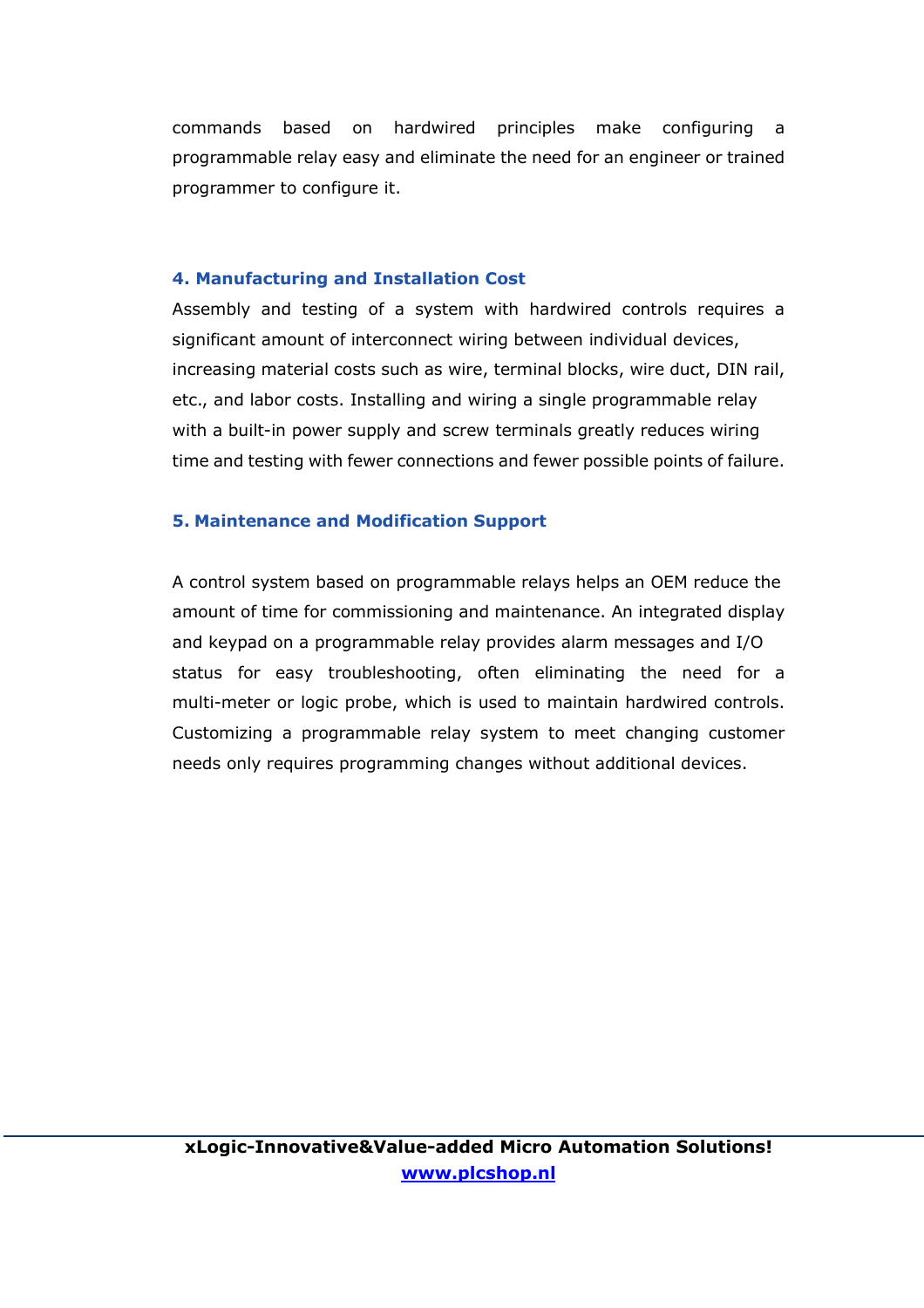commands based on hardwired principles make configuring a programmable relay easy and eliminate the need for an engineer or trained programmer to configure it.

### 4. Manufacturing and Installation Cost

Assembly and testing of a system with hardwired controls requires a significant amount of interconnect wiring between individual devices, increasing material costs such as wire, terminal blocks, wire duct, DIN rail, etc., and labor costs. Installing and wiring a single programmable relay with a built-in power supply and screw terminals greatly reduces wiring time and testing with fewer connections and fewer possible points of failure.

### 5. Maintenance and Modification Support

A control system based on programmable relays helps an OEM reduce the amount of time for commissioning and maintenance. An integrated display and keypad on a programmable relay provides alarm messages and I/O status for easy troubleshooting, often eliminating the need for a multi-meter or logic probe, which is used to maintain hardwired controls. Customizing a programmable relay system to meet changing customer needs only requires programming changes without additional devices.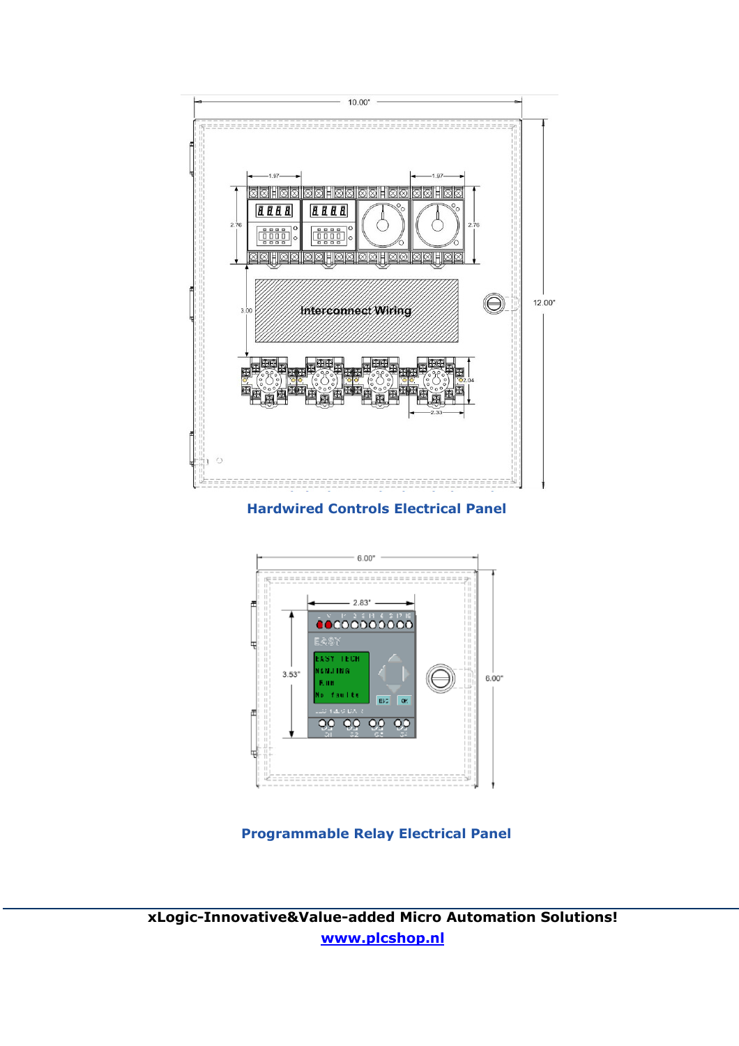**Hardwired Controls Electrical Panel**

**Programmable Relay Electrical Panel**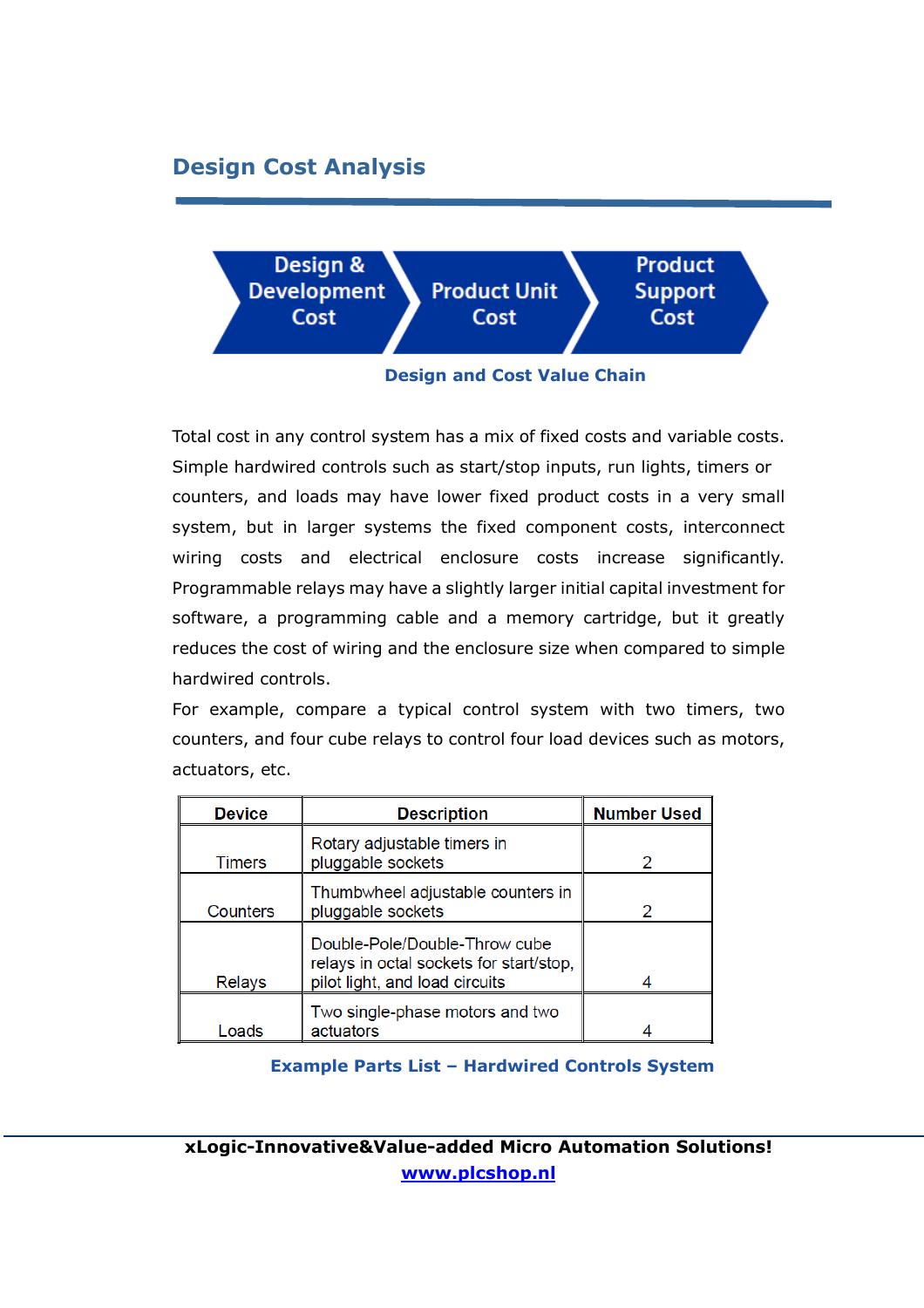## Design Cost Analysis

Design & Development Cost → Product Unit Cost → Product Support Cost

**Design and Cost Value Chain**

Total cost in any control system has a mix of fixed costs and variable costs. Simple hardwired controls such as start/stop inputs, run lights, timers or counters, and loads may have lower fixed product costs in a very small system, but in larger systems the fixed component costs, interconnect wiring costs and electrical enclosure costs increase significantly. Programmable relays may have a slightly larger initial capital investment for software, a programming cable and a memory cartridge, but it greatly reduces the cost of wiring and the enclosure size when compared to simple hardwired controls.

For example, compare a typical control system with two timers, two counters, and four cube relays to control four load devices such as motors, actuators, etc.

| Device | Description | Number Used |
|---|---|---|
| Timers | Rotary adjustable timers in pluggable sockets | 2 |
| Counters | Thumbwheel adjustable counters in pluggable sockets | 2 |
| Relays | Double-Pole/Double-Throw cube relays in octal sockets for start/stop, pilot light, and load circuits | 4 |
| Loads | Two single-phase motors and two actuators | 4 |

**Example Parts List – Hardwired Controls System**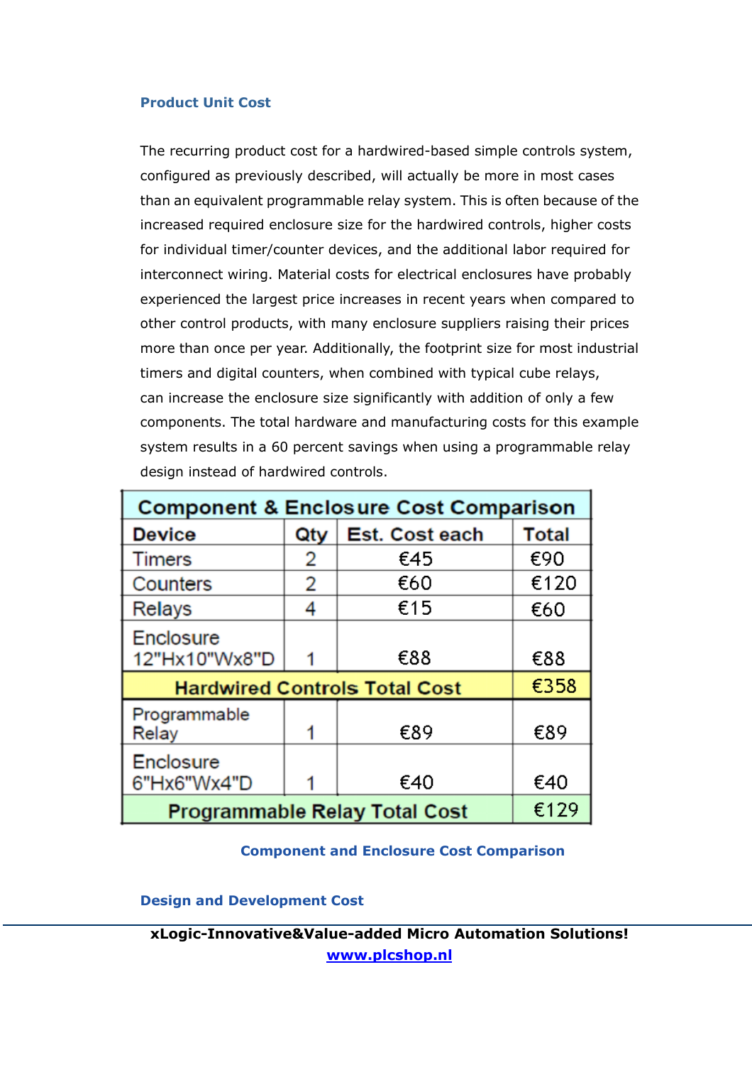### Product Unit Cost

The recurring product cost for a hardwired-based simple controls system, configured as previously described, will actually be more in most cases than an equivalent programmable relay system. This is often because of the increased required enclosure size for the hardwired controls, higher costs for individual timer/counter devices, and the additional labor required for interconnect wiring. Material costs for electrical enclosures have probably experienced the largest price increases in recent years when compared to other control products, with many enclosure suppliers raising their prices more than once per year. Additionally, the footprint size for most industrial timers and digital counters, when combined with typical cube relays, can increase the enclosure size significantly with addition of only a few components. The total hardware and manufacturing costs for this example system results in a 60 percent savings when using a programmable relay design instead of hardwired controls.

| Component & Enclosure Cost Comparison | | | |
|---|---|---|---|
| **Device** | **Qty** | **Est. Cost each** | **Total** |
| Timers | 2 | €45 | €90 |
| Counters | 2 | €60 | €120 |
| Relays | 4 | €15 | €60 |
| Enclosure 12"Hx10"Wx8"D | 1 | €88 | €88 |
| **Hardwired Controls Total Cost** | | | €358 |
| Programmable Relay | 1 | €89 | €89 |
| Enclosure 6"Hx6"Wx4"D | 1 | €40 | €40 |
| **Programmable Relay Total Cost** | | | €129 |

Component and Enclosure Cost Comparison

### Design and Development Cost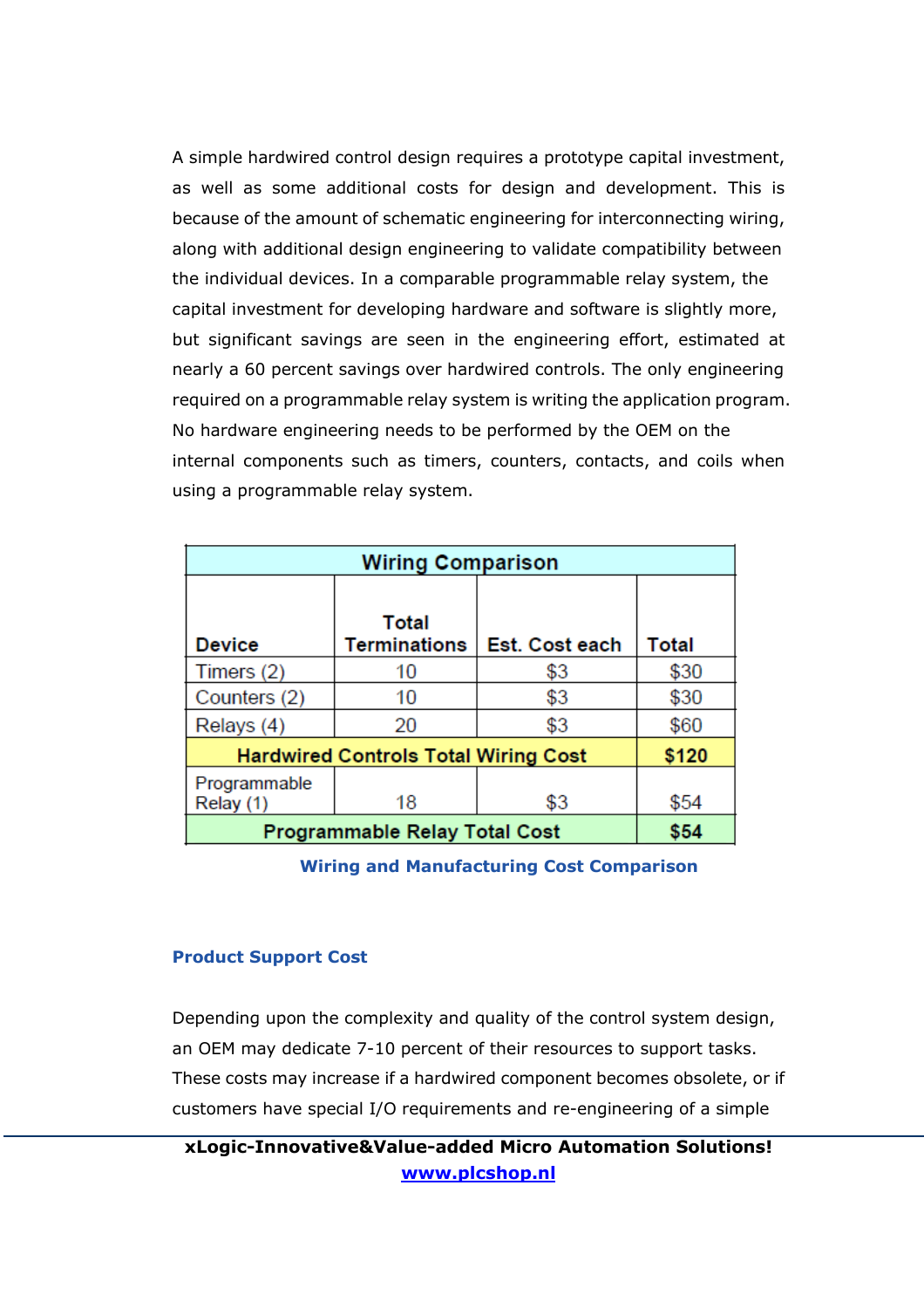A simple hardwired control design requires a prototype capital investment, as well as some additional costs for design and development. This is because of the amount of schematic engineering for interconnecting wiring, along with additional design engineering to validate compatibility between the individual devices. In a comparable programmable relay system, the capital investment for developing hardware and software is slightly more, but significant savings are seen in the engineering effort, estimated at nearly a 60 percent savings over hardwired controls. The only engineering required on a programmable relay system is writing the application program. No hardware engineering needs to be performed by the OEM on the internal components such as timers, counters, contacts, and coils when using a programmable relay system.

| Wiring Comparison | | | |
|---|---|---|---|
| **Device** | **Total Terminations** | **Est. Cost each** | **Total** |
| Timers (2) | 10 | $3 | $30 |
| Counters (2) | 10 | $3 | $30 |
| Relays (4) | 20 | $3 | $60 |
| **Hardwired Controls Total Wiring Cost** | | | **$120** |
| Programmable Relay (1) | 18 | $3 | $54 |
| **Programmable Relay Total Cost** | | | **$54** |

**Wiring and Manufacturing Cost Comparison**

### Product Support Cost

Depending upon the complexity and quality of the control system design, an OEM may dedicate 7-10 percent of their resources to support tasks. These costs may increase if a hardwired component becomes obsolete, or if customers have special I/O requirements and re-engineering of a simple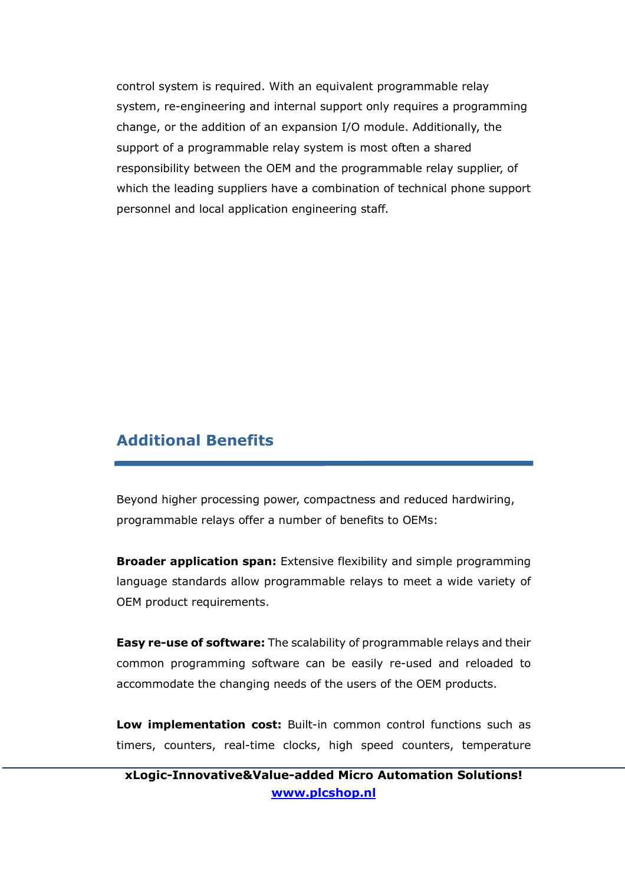control system is required. With an equivalent programmable relay system, re-engineering and internal support only requires a programming change, or the addition of an expansion I/O module. Additionally, the support of a programmable relay system is most often a shared responsibility between the OEM and the programmable relay supplier, of which the leading suppliers have a combination of technical phone support personnel and local application engineering staff.

## Additional Benefits

Beyond higher processing power, compactness and reduced hardwiring, programmable relays offer a number of benefits to OEMs:

**Broader application span:** Extensive flexibility and simple programming language standards allow programmable relays to meet a wide variety of OEM product requirements.

**Easy re-use of software:** The scalability of programmable relays and their common programming software can be easily re-used and reloaded to accommodate the changing needs of the users of the OEM products.

**Low implementation cost:** Built-in common control functions such as timers, counters, real-time clocks, high speed counters, temperature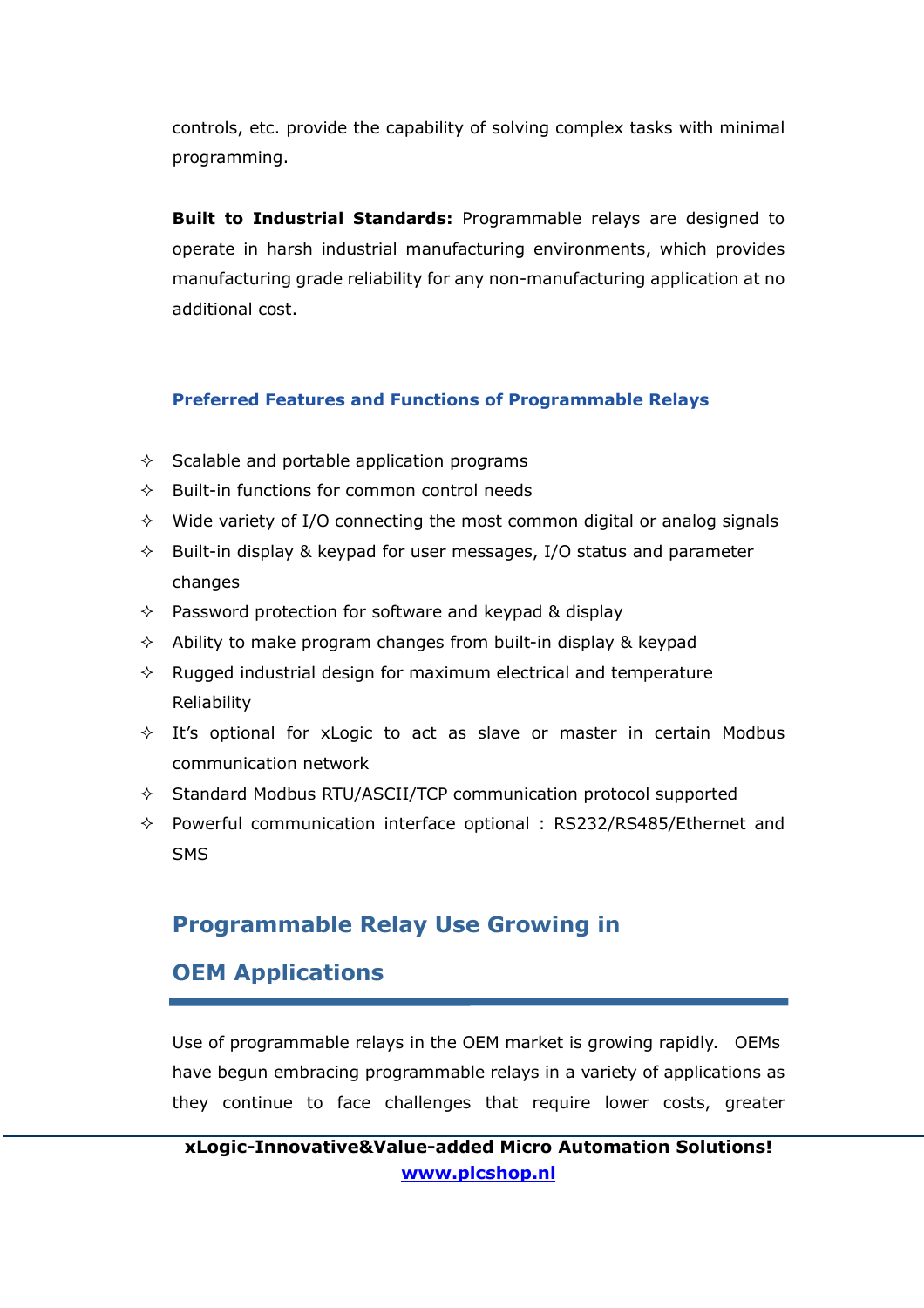controls, etc. provide the capability of solving complex tasks with minimal programming.

**Built to Industrial Standards:** Programmable relays are designed to operate in harsh industrial manufacturing environments, which provides manufacturing grade reliability for any non-manufacturing application at no additional cost.

### Preferred Features and Functions of Programmable Relays

- Scalable and portable application programs
- Built-in functions for common control needs
- Wide variety of I/O connecting the most common digital or analog signals
- Built-in display & keypad for user messages, I/O status and parameter changes
- Password protection for software and keypad & display
- Ability to make program changes from built-in display & keypad
- Rugged industrial design for maximum electrical and temperature Reliability
- It's optional for xLogic to act as slave or master in certain Modbus communication network
- Standard Modbus RTU/ASCII/TCP communication protocol supported
- Powerful communication interface optional : RS232/RS485/Ethernet and SMS

## Programmable Relay Use Growing in OEM Applications

Use of programmable relays in the OEM market is growing rapidly. OEMs have begun embracing programmable relays in a variety of applications as they continue to face challenges that require lower costs, greater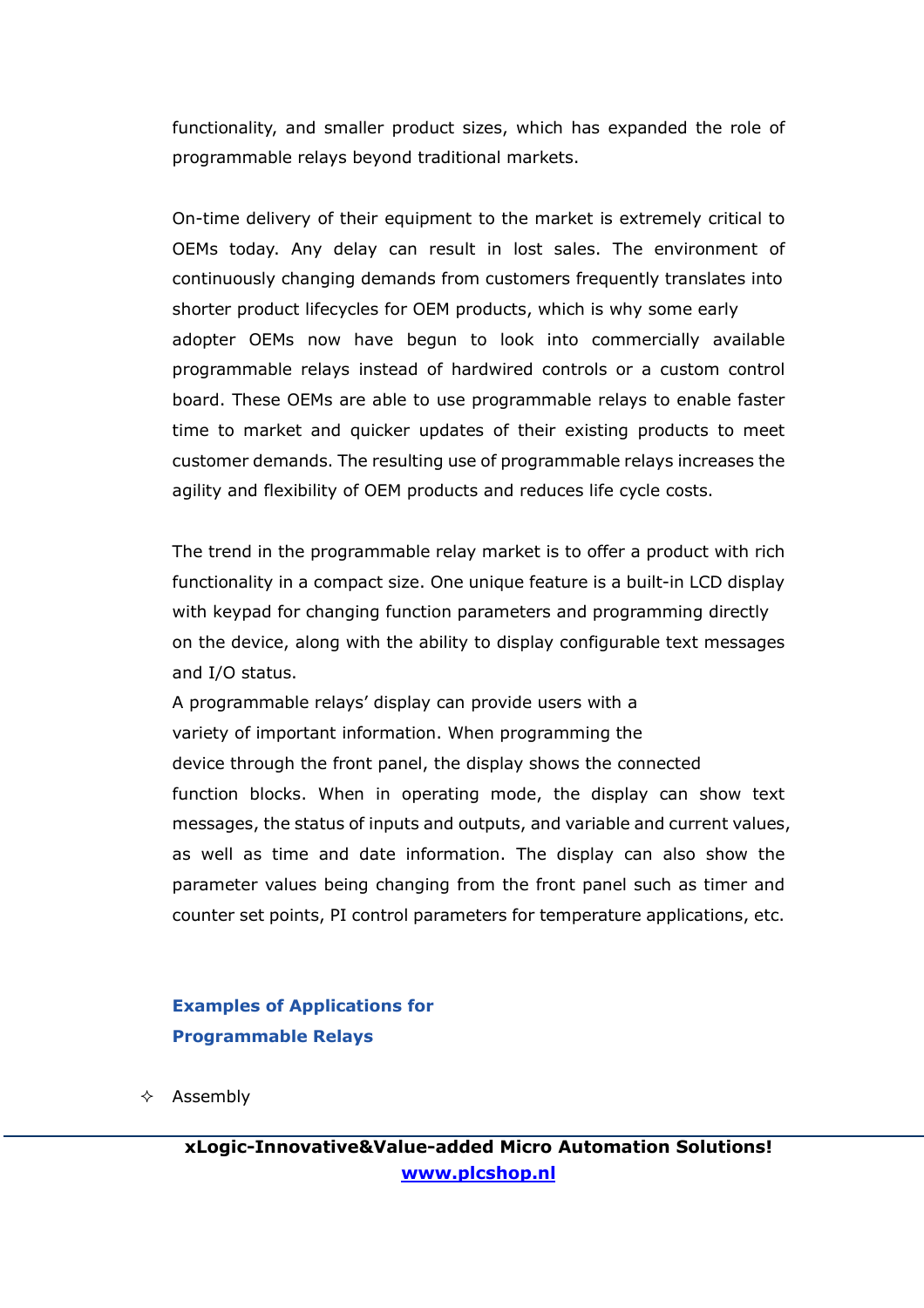functionality, and smaller product sizes, which has expanded the role of programmable relays beyond traditional markets.

On-time delivery of their equipment to the market is extremely critical to OEMs today. Any delay can result in lost sales. The environment of continuously changing demands from customers frequently translates into shorter product lifecycles for OEM products, which is why some early adopter OEMs now have begun to look into commercially available programmable relays instead of hardwired controls or a custom control board. These OEMs are able to use programmable relays to enable faster time to market and quicker updates of their existing products to meet customer demands. The resulting use of programmable relays increases the agility and flexibility of OEM products and reduces life cycle costs.

The trend in the programmable relay market is to offer a product with rich functionality in a compact size. One unique feature is a built-in LCD display with keypad for changing function parameters and programming directly on the device, along with the ability to display configurable text messages and I/O status.

A programmable relays' display can provide users with a variety of important information. When programming the device through the front panel, the display shows the connected function blocks. When in operating mode, the display can show text messages, the status of inputs and outputs, and variable and current values, as well as time and date information. The display can also show the parameter values being changing from the front panel such as timer and counter set points, PI control parameters for temperature applications, etc.

## Examples of Applications for Programmable Relays

- Assembly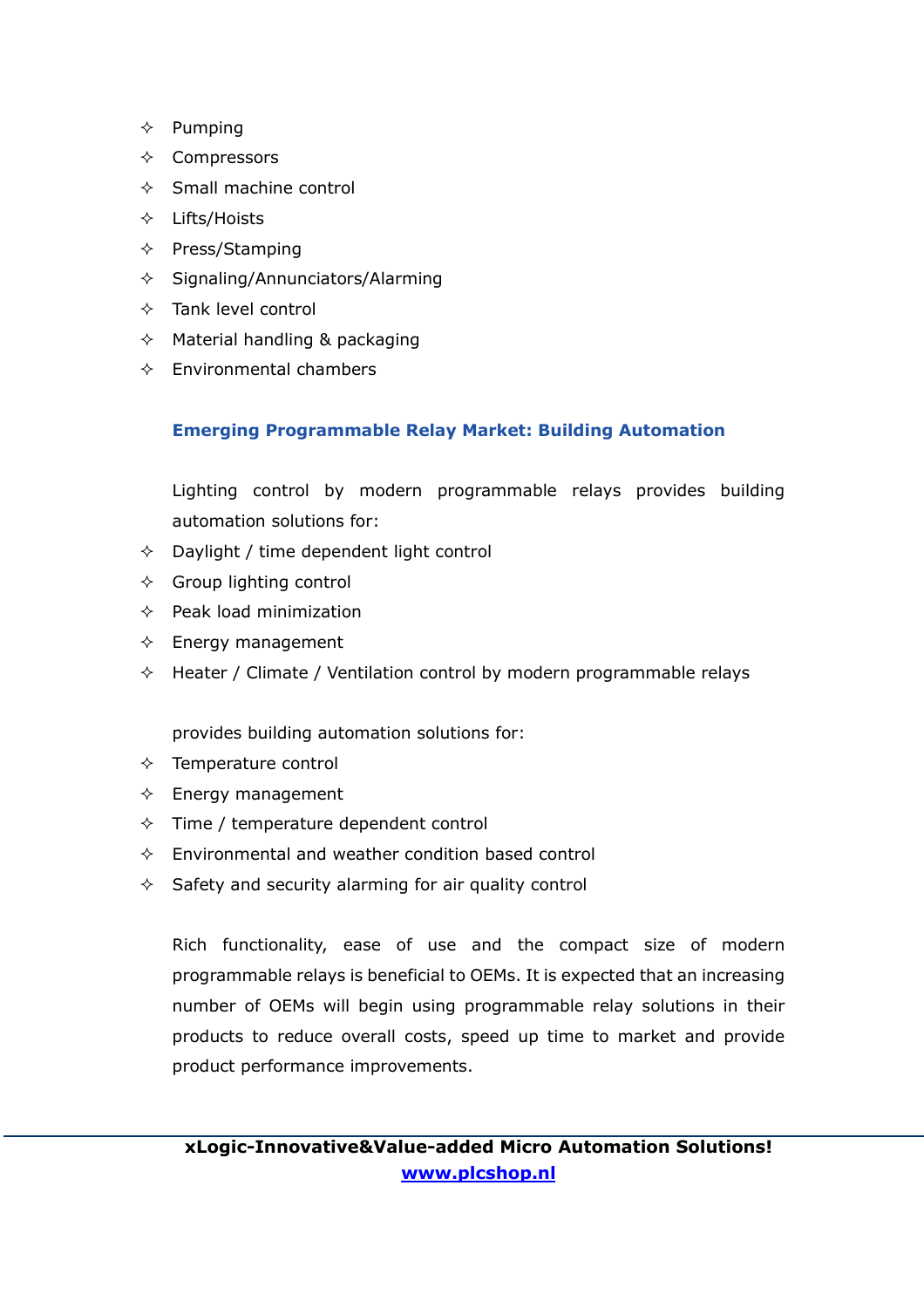- Pumping
- Compressors
- Small machine control
- Lifts/Hoists
- Press/Stamping
- Signaling/Annunciators/Alarming
- Tank level control
- Material handling & packaging
- Environmental chambers

### Emerging Programmable Relay Market: Building Automation

Lighting control by modern programmable relays provides building automation solutions for:

- Daylight / time dependent light control
- Group lighting control
- Peak load minimization
- Energy management
- Heater / Climate / Ventilation control by modern programmable relays

provides building automation solutions for:

- Temperature control
- Energy management
- Time / temperature dependent control
- Environmental and weather condition based control
- Safety and security alarming for air quality control

Rich functionality, ease of use and the compact size of modern programmable relays is beneficial to OEMs. It is expected that an increasing number of OEMs will begin using programmable relay solutions in their products to reduce overall costs, speed up time to market and provide product performance improvements.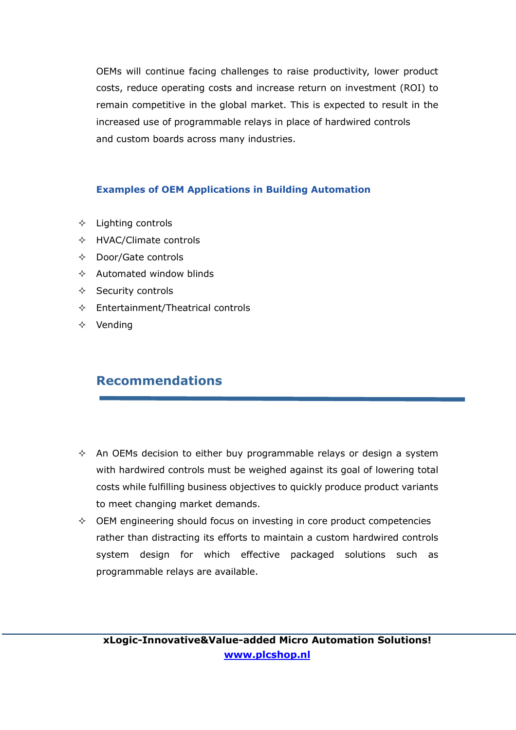OEMs will continue facing challenges to raise productivity, lower product costs, reduce operating costs and increase return on investment (ROI) to remain competitive in the global market. This is expected to result in the increased use of programmable relays in place of hardwired controls and custom boards across many industries.

### Examples of OEM Applications in Building Automation

- Lighting controls
- HVAC/Climate controls
- Door/Gate controls
- Automated window blinds
- Security controls
- Entertainment/Theatrical controls
- Vending

## Recommendations

- An OEMs decision to either buy programmable relays or design a system with hardwired controls must be weighed against its goal of lowering total costs while fulfilling business objectives to quickly produce product variants to meet changing market demands.
- OEM engineering should focus on investing in core product competencies rather than distracting its efforts to maintain a custom hardwired controls system design for which effective packaged solutions such as programmable relays are available.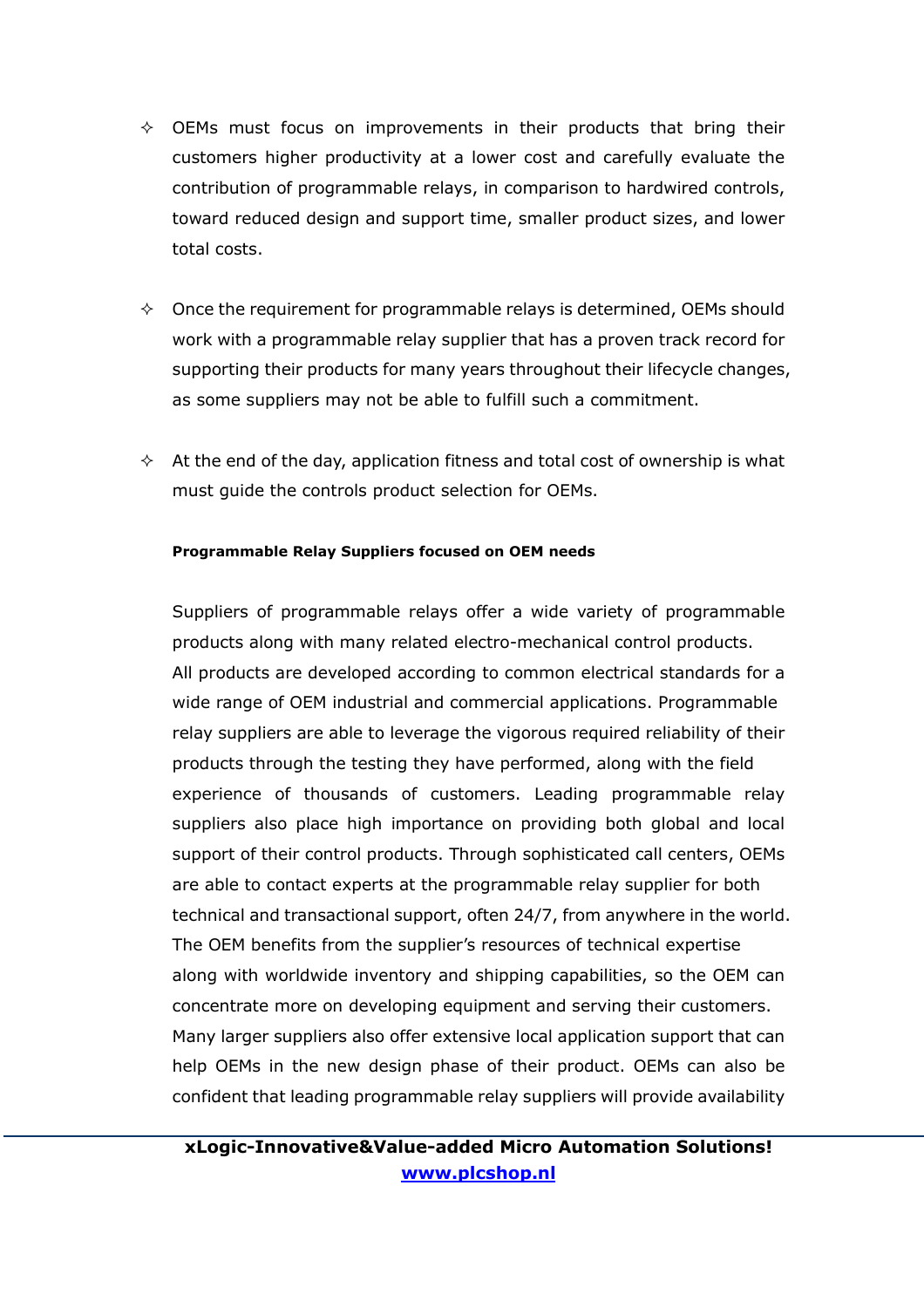- OEMs must focus on improvements in their products that bring their customers higher productivity at a lower cost and carefully evaluate the contribution of programmable relays, in comparison to hardwired controls, toward reduced design and support time, smaller product sizes, and lower total costs.

- Once the requirement for programmable relays is determined, OEMs should work with a programmable relay supplier that has a proven track record for supporting their products for many years throughout their lifecycle changes, as some suppliers may not be able to fulfill such a commitment.

- At the end of the day, application fitness and total cost of ownership is what must guide the controls product selection for OEMs.

**Programmable Relay Suppliers focused on OEM needs**

Suppliers of programmable relays offer a wide variety of programmable products along with many related electro-mechanical control products. All products are developed according to common electrical standards for a wide range of OEM industrial and commercial applications. Programmable relay suppliers are able to leverage the vigorous required reliability of their products through the testing they have performed, along with the field experience of thousands of customers. Leading programmable relay suppliers also place high importance on providing both global and local support of their control products. Through sophisticated call centers, OEMs are able to contact experts at the programmable relay supplier for both technical and transactional support, often 24/7, from anywhere in the world. The OEM benefits from the supplier's resources of technical expertise along with worldwide inventory and shipping capabilities, so the OEM can concentrate more on developing equipment and serving their customers. Many larger suppliers also offer extensive local application support that can help OEMs in the new design phase of their product. OEMs can also be confident that leading programmable relay suppliers will provide availability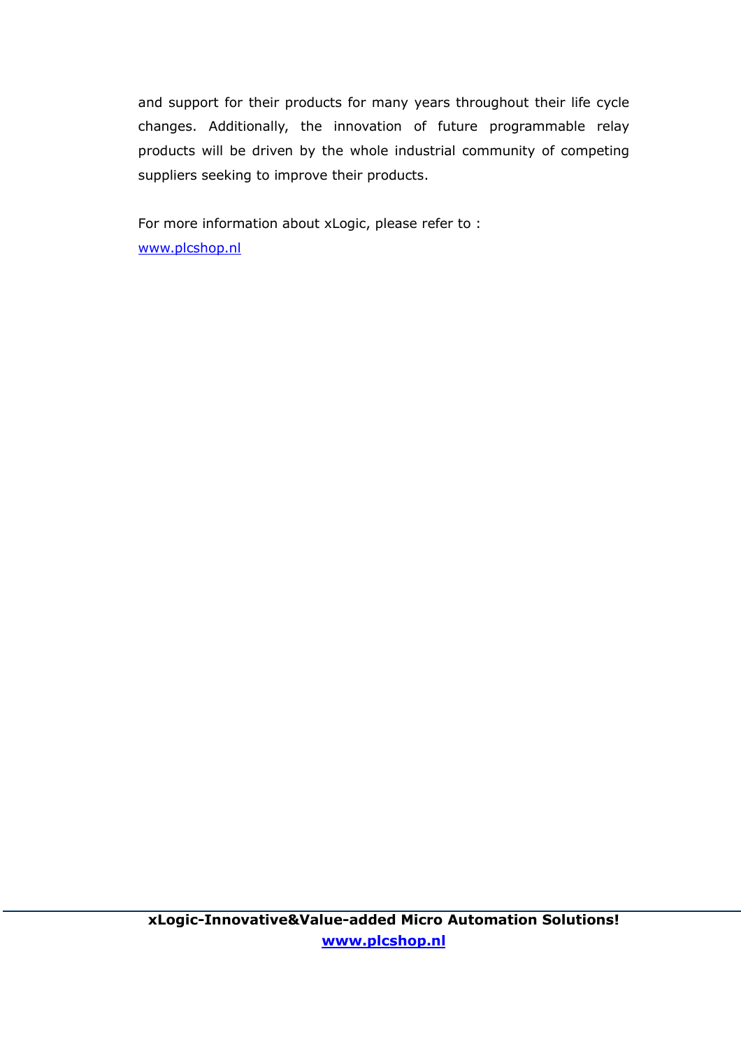and support for their products for many years throughout their life cycle changes. Additionally, the innovation of future programmable relay products will be driven by the whole industrial community of competing suppliers seeking to improve their products.

For more information about xLogic, please refer to :
www.plcshop.nl